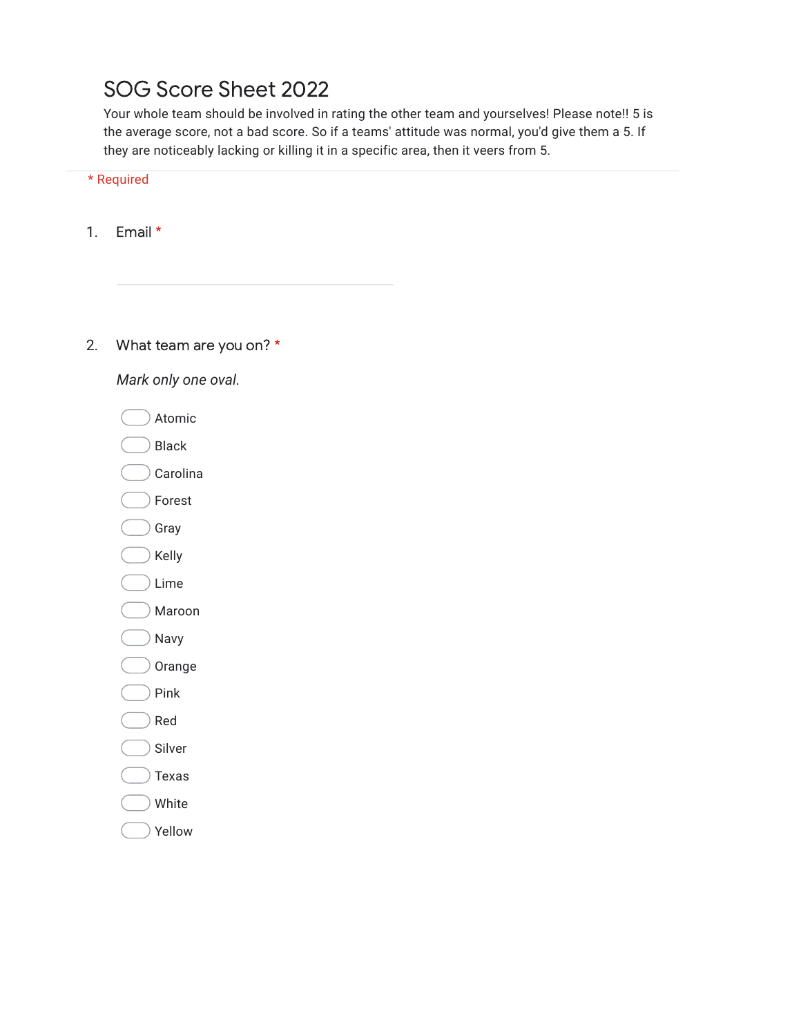# SOG Score Sheet 2022

Your whole team should be involved in rating the other team and yourselves! Please note!! 5 is the average score, not a bad score. So if a teams' attitude was normal, you'd give them a 5. If they are noticeably lacking or killing it in a specific area, then it veers from 5.

* Required

1. Email *

2. What team are you on? *

   *Mark only one oval.*

   - Atomic
   - Black
   - Carolina
   - Forest
   - Gray
   - Kelly
   - Lime
   - Maroon
   - Navy
   - Orange
   - Pink
   - Red
   - Silver
   - Texas
   - White
   - Yellow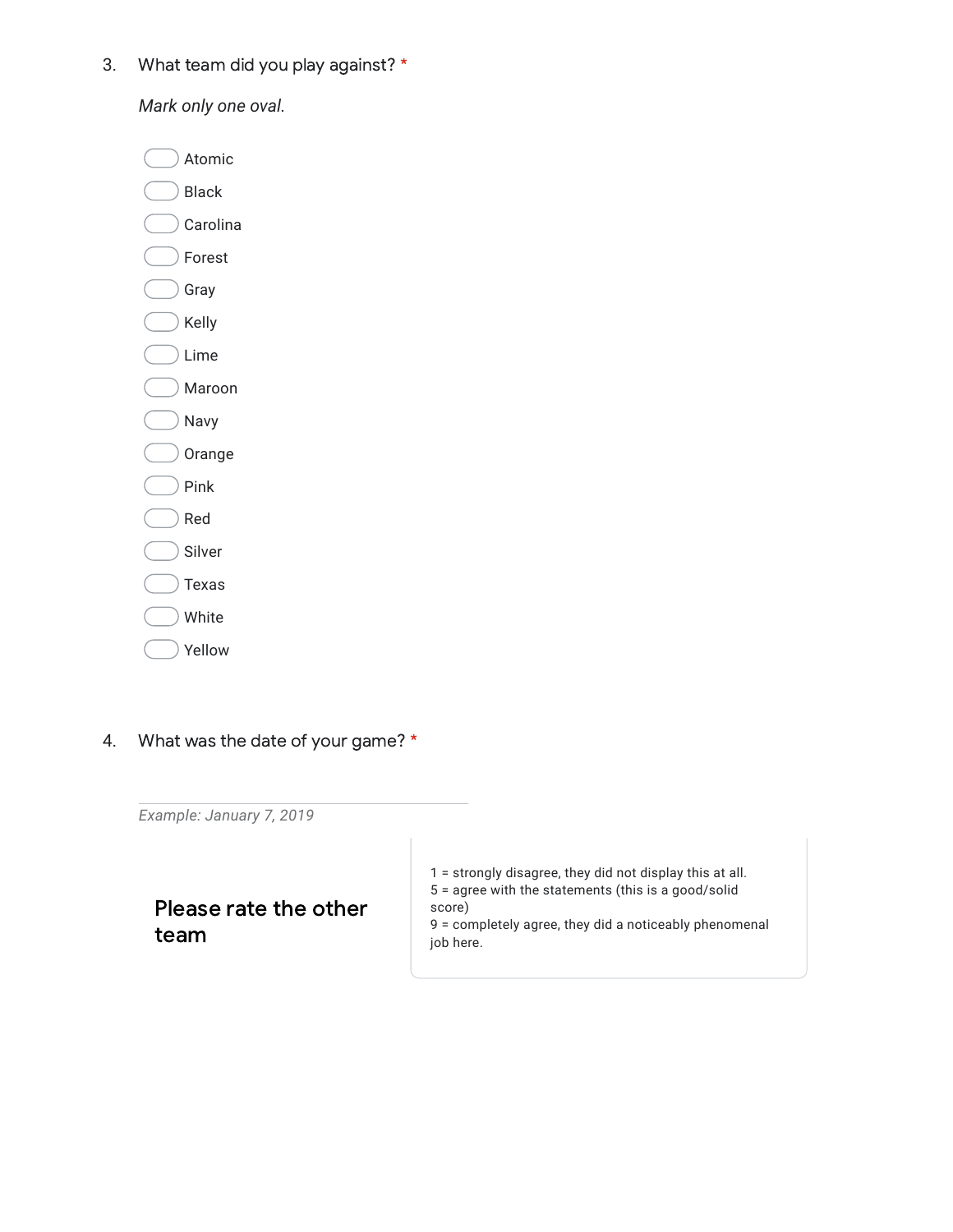3. What team did you play against? *

*Mark only one oval.*

- Atomic
- Black
- Carolina
- Forest
- Gray
- Kelly
- Lime
- Maroon
- Navy
- Orange
- Pink
- Red
- Silver
- Texas
- White
- Yellow

4. What was the date of your game? *

*Example: January 7, 2019*

## Please rate the other team

1 = strongly disagree, they did not display this at all.
5 = agree with the statements (this is a good/solid score)
9 = completely agree, they did a noticeably phenomenal job here.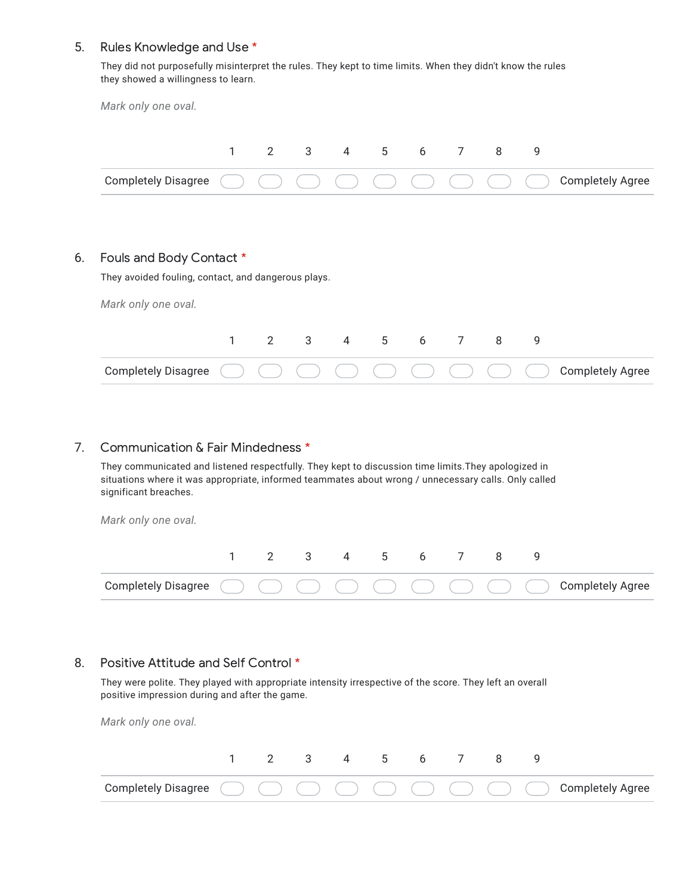5. Rules Knowledge and Use *

They did not purposefully misinterpret the rules. They kept to time limits. When they didn't know the rules they showed a willingness to learn.

*Mark only one oval.*

| | 1 | 2 | 3 | 4 | 5 | 6 | 7 | 8 | 9 | |
|---|---|---|---|---|---|---|---|---|---|---|
| Completely Disagree | ◯ | ◯ | ◯ | ◯ | ◯ | ◯ | ◯ | ◯ | ◯ | Completely Agree |

6. Fouls and Body Contact *

They avoided fouling, contact, and dangerous plays.

*Mark only one oval.*

| | 1 | 2 | 3 | 4 | 5 | 6 | 7 | 8 | 9 | |
|---|---|---|---|---|---|---|---|---|---|---|
| Completely Disagree | ◯ | ◯ | ◯ | ◯ | ◯ | ◯ | ◯ | ◯ | ◯ | Completely Agree |

7. Communication & Fair Mindedness *

They communicated and listened respectfully. They kept to discussion time limits.They apologized in situations where it was appropriate, informed teammates about wrong / unnecessary calls. Only called significant breaches.

*Mark only one oval.*

| | 1 | 2 | 3 | 4 | 5 | 6 | 7 | 8 | 9 | |
|---|---|---|---|---|---|---|---|---|---|---|
| Completely Disagree | ◯ | ◯ | ◯ | ◯ | ◯ | ◯ | ◯ | ◯ | ◯ | Completely Agree |

8. Positive Attitude and Self Control *

They were polite. They played with appropriate intensity irrespective of the score. They left an overall positive impression during and after the game.

*Mark only one oval.*

| | 1 | 2 | 3 | 4 | 5 | 6 | 7 | 8 | 9 | |
|---|---|---|---|---|---|---|---|---|---|---|
| Completely Disagree | ◯ | ◯ | ◯ | ◯ | ◯ | ◯ | ◯ | ◯ | ◯ | Completely Agree |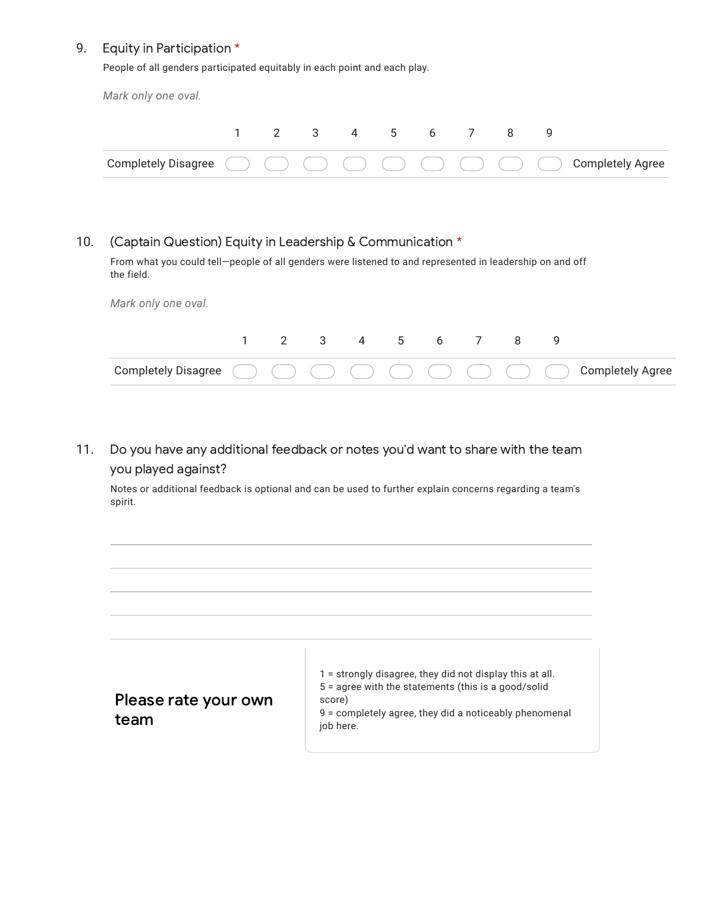9. Equity in Participation *

People of all genders participated equitably in each point and each play.

*Mark only one oval.*

| | 1 | 2 | 3 | 4 | 5 | 6 | 7 | 8 | 9 | |
|---|---|---|---|---|---|---|---|---|---|---|
| Completely Disagree | ⬭ | ⬭ | ⬭ | ⬭ | ⬭ | ⬭ | ⬭ | ⬭ | ⬭ | Completely Agree |

10. (Captain Question) Equity in Leadership & Communication *

From what you could tell—people of all genders were listened to and represented in leadership on and off the field.

*Mark only one oval.*

| | 1 | 2 | 3 | 4 | 5 | 6 | 7 | 8 | 9 | |
|---|---|---|---|---|---|---|---|---|---|---|
| Completely Disagree | ⬭ | ⬭ | ⬭ | ⬭ | ⬭ | ⬭ | ⬭ | ⬭ | ⬭ | Completely Agree |

11. Do you have any additional feedback or notes you'd want to share with the team you played against?

Notes or additional feedback is optional and can be used to further explain concerns regarding a team's spirit.

_______________________________________________

_______________________________________________

_______________________________________________

_______________________________________________

_______________________________________________

## Please rate your own team

1 = strongly disagree, they did not display this at all.
5 = agree with the statements (this is a good/solid score)
9 = completely agree, they did a noticeably phenomenal job here.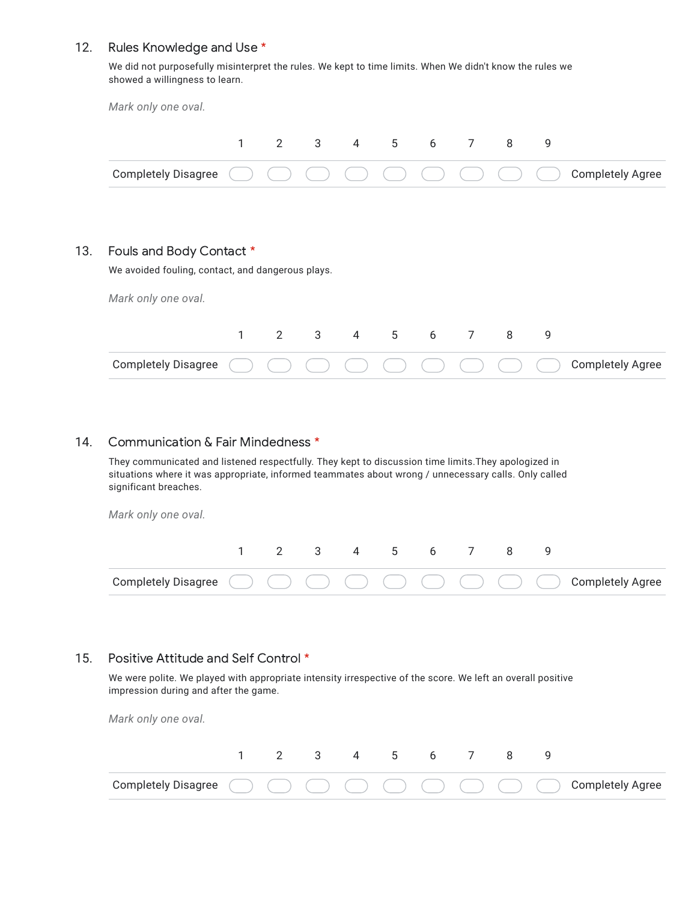12. Rules Knowledge and Use *

We did not purposefully misinterpret the rules. We kept to time limits. When We didn't know the rules we showed a willingness to learn.

*Mark only one oval.*

| | 1 | 2 | 3 | 4 | 5 | 6 | 7 | 8 | 9 | |
|---|---|---|---|---|---|---|---|---|---|---|
| Completely Disagree | ⬭ | ⬭ | ⬭ | ⬭ | ⬭ | ⬭ | ⬭ | ⬭ | ⬭ | Completely Agree |

13. Fouls and Body Contact *

We avoided fouling, contact, and dangerous plays.

*Mark only one oval.*

| | 1 | 2 | 3 | 4 | 5 | 6 | 7 | 8 | 9 | |
|---|---|---|---|---|---|---|---|---|---|---|
| Completely Disagree | ⬭ | ⬭ | ⬭ | ⬭ | ⬭ | ⬭ | ⬭ | ⬭ | ⬭ | Completely Agree |

14. Communication & Fair Mindedness *

They communicated and listened respectfully. They kept to discussion time limits.They apologized in situations where it was appropriate, informed teammates about wrong / unnecessary calls. Only called significant breaches.

*Mark only one oval.*

| | 1 | 2 | 3 | 4 | 5 | 6 | 7 | 8 | 9 | |
|---|---|---|---|---|---|---|---|---|---|---|
| Completely Disagree | ⬭ | ⬭ | ⬭ | ⬭ | ⬭ | ⬭ | ⬭ | ⬭ | ⬭ | Completely Agree |

15. Positive Attitude and Self Control *

We were polite. We played with appropriate intensity irrespective of the score. We left an overall positive impression during and after the game.

*Mark only one oval.*

| | 1 | 2 | 3 | 4 | 5 | 6 | 7 | 8 | 9 | |
|---|---|---|---|---|---|---|---|---|---|---|
| Completely Disagree | ⬭ | ⬭ | ⬭ | ⬭ | ⬭ | ⬭ | ⬭ | ⬭ | ⬭ | Completely Agree |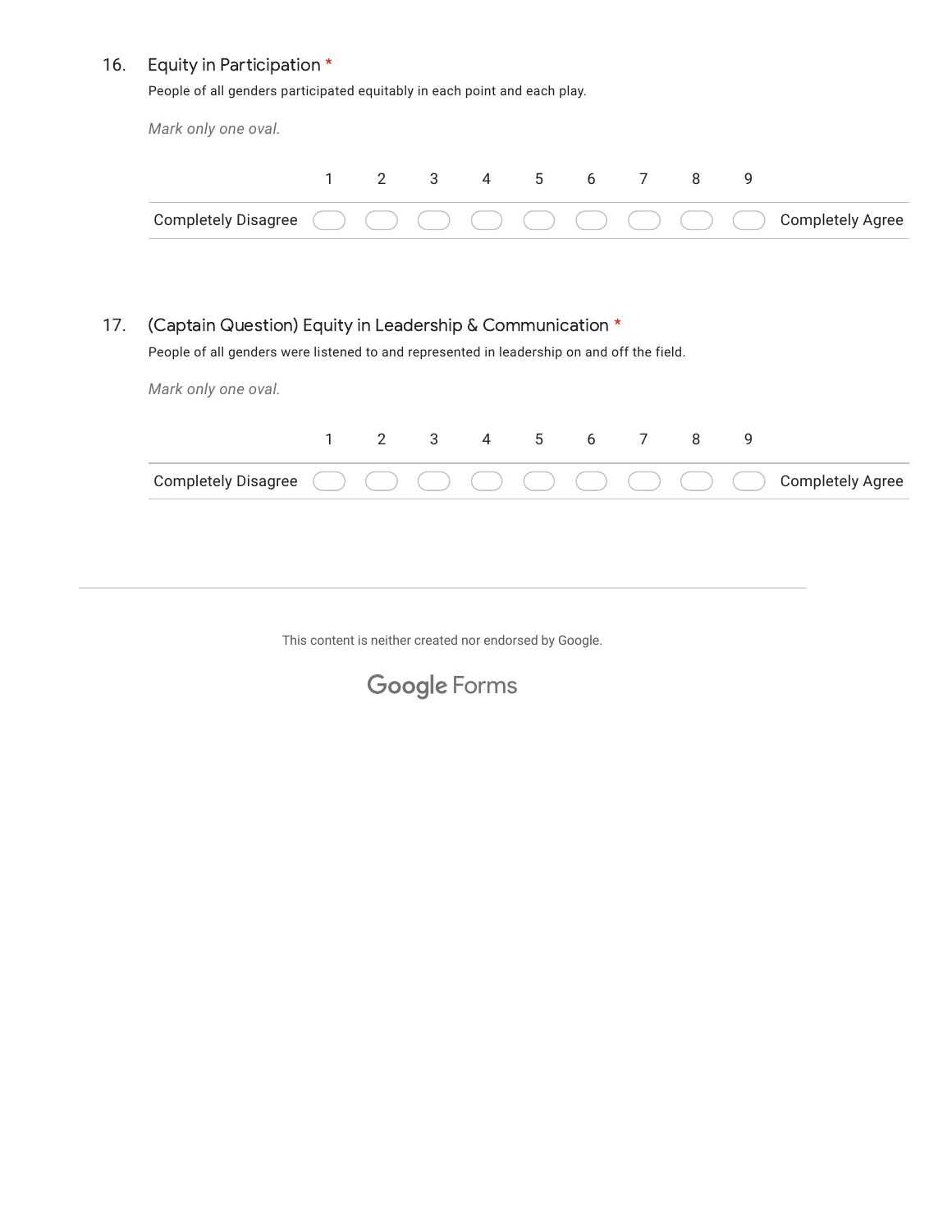16. Equity in Participation *

People of all genders participated equitably in each point and each play.

*Mark only one oval.*

| | 1 | 2 | 3 | 4 | 5 | 6 | 7 | 8 | 9 | |
|---|---|---|---|---|---|---|---|---|---|---|
| Completely Disagree | | | | | | | | | | Completely Agree |

17. (Captain Question) Equity in Leadership & Communication *

People of all genders were listened to and represented in leadership on and off the field.

*Mark only one oval.*

| | 1 | 2 | 3 | 4 | 5 | 6 | 7 | 8 | 9 | |
|---|---|---|---|---|---|---|---|---|---|---|
| Completely Disagree | | | | | | | | | | Completely Agree |

This content is neither created nor endorsed by Google.

Google Forms